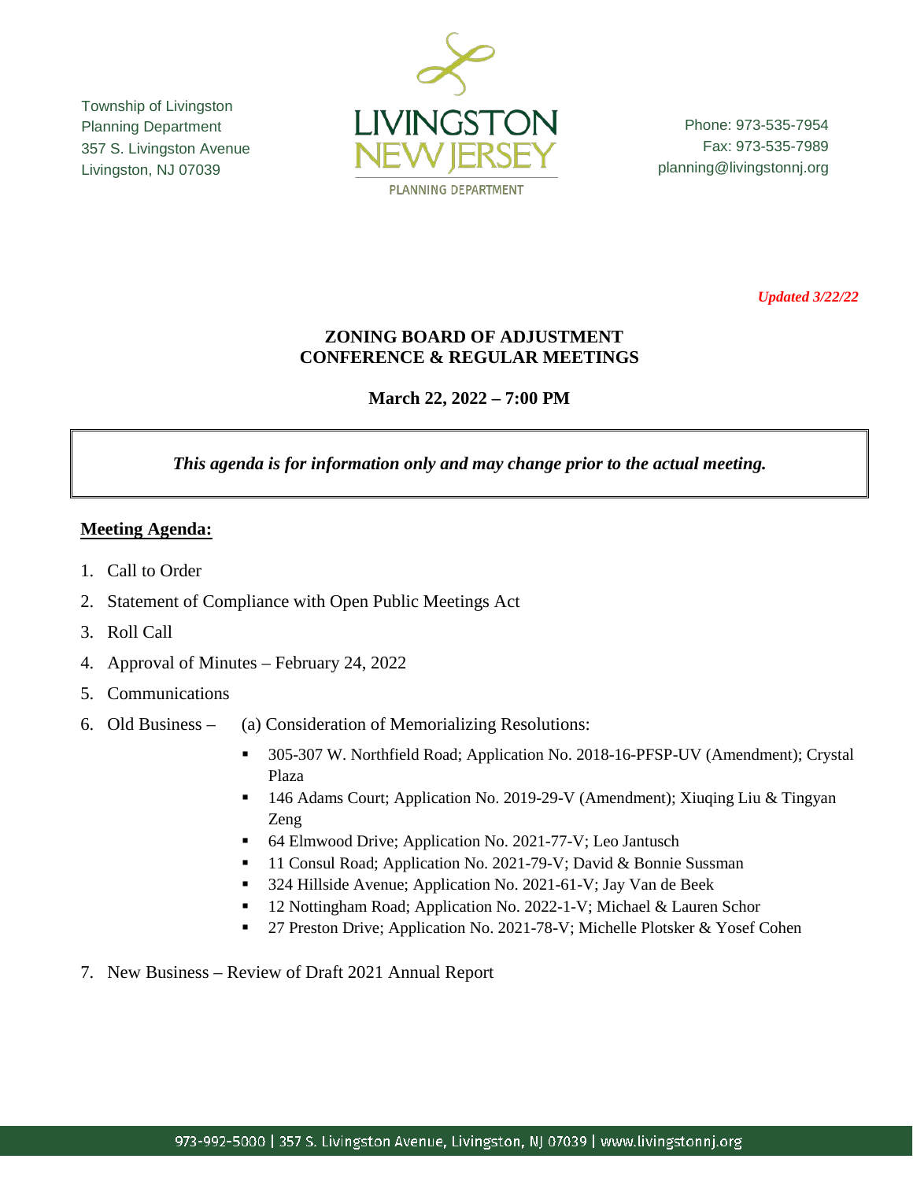Township of Livingston
Planning Department
357 S. Livingston Avenue
Livingston, NJ 07039

LIVINGSTON NEW JERSEY
PLANNING DEPARTMENT

Phone: 973-535-7954
Fax: 973-535-7989
planning@livingstonnj.org

*Updated 3/22/22*

# ZONING BOARD OF ADJUSTMENT
# CONFERENCE & REGULAR MEETINGS

**March 22, 2022 – 7:00 PM**

***This agenda is for information only and may change prior to the actual meeting.***

## Meeting Agenda:

1. Call to Order
2. Statement of Compliance with Open Public Meetings Act
3. Roll Call
4. Approval of Minutes – February 24, 2022
5. Communications
6. Old Business – (a) Consideration of Memorializing Resolutions:
   - 305-307 W. Northfield Road; Application No. 2018-16-PFSP-UV (Amendment); Crystal Plaza
   - 146 Adams Court; Application No. 2019-29-V (Amendment); Xiuqing Liu & Tingyan Zeng
   - 64 Elmwood Drive; Application No. 2021-77-V; Leo Jantusch
   - 11 Consul Road; Application No. 2021-79-V; David & Bonnie Sussman
   - 324 Hillside Avenue; Application No. 2021-61-V; Jay Van de Beek
   - 12 Nottingham Road; Application No. 2022-1-V; Michael & Lauren Schor
   - 27 Preston Drive; Application No. 2021-78-V; Michelle Plotsker & Yosef Cohen
7. New Business – Review of Draft 2021 Annual Report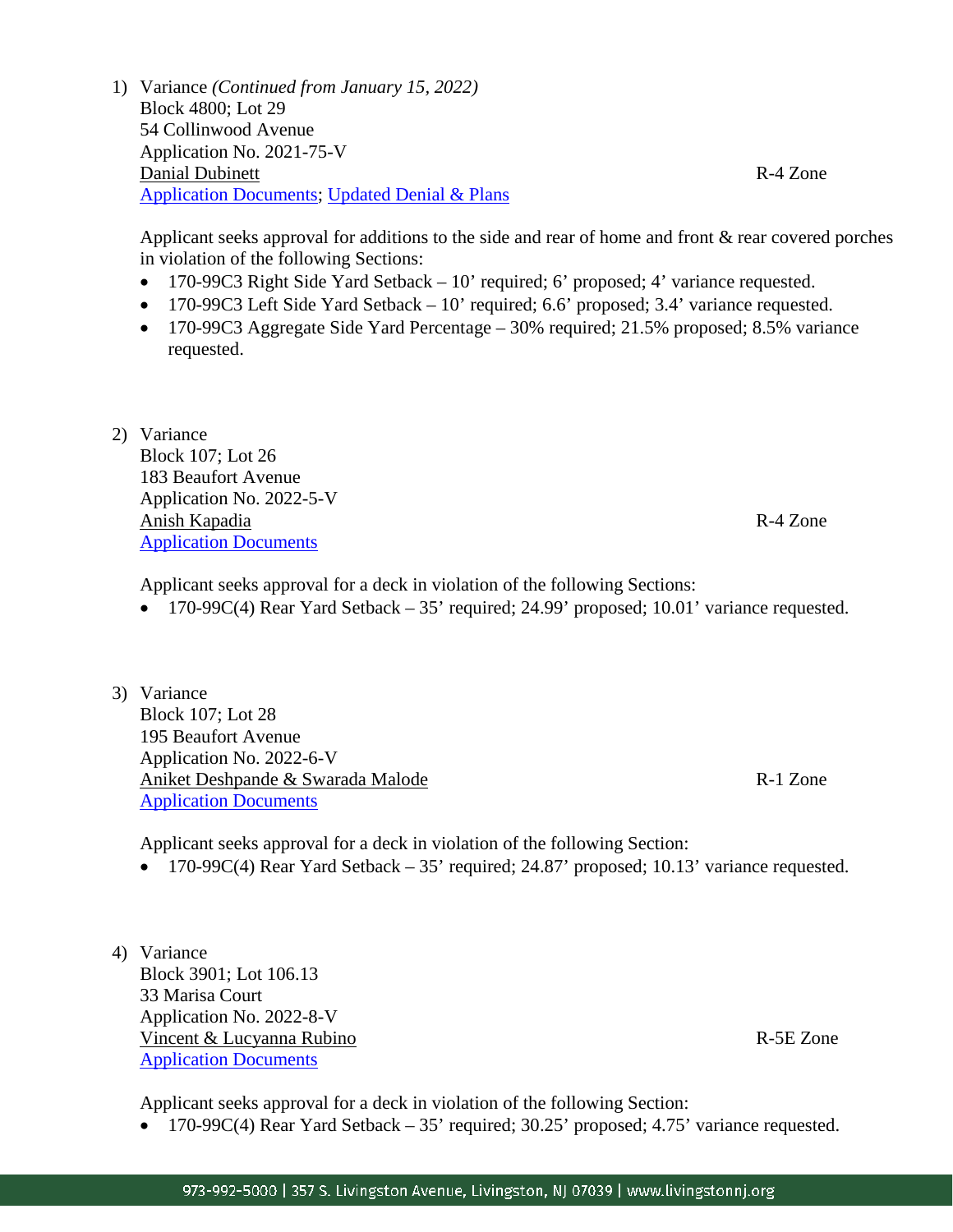1) Variance *(Continued from January 15, 2022)*
Block 4800; Lot 29
54 Collinwood Avenue
Application No. 2021-75-V
Danial Dubinett R-4 Zone
Application Documents; Updated Denial & Plans

Applicant seeks approval for additions to the side and rear of home and front & rear covered porches in violation of the following Sections:

- 170-99C3 Right Side Yard Setback – 10' required; 6' proposed; 4' variance requested.
- 170-99C3 Left Side Yard Setback – 10' required; 6.6' proposed; 3.4' variance requested.
- 170-99C3 Aggregate Side Yard Percentage – 30% required; 21.5% proposed; 8.5% variance requested.

2) Variance
Block 107; Lot 26
183 Beaufort Avenue
Application No. 2022-5-V
Anish Kapadia R-4 Zone
Application Documents

Applicant seeks approval for a deck in violation of the following Sections:

- 170-99C(4) Rear Yard Setback – 35' required; 24.99' proposed; 10.01' variance requested.

3) Variance
Block 107; Lot 28
195 Beaufort Avenue
Application No. 2022-6-V
Aniket Deshpande & Swarada Malode R-1 Zone
Application Documents

Applicant seeks approval for a deck in violation of the following Section:

- 170-99C(4) Rear Yard Setback – 35' required; 24.87' proposed; 10.13' variance requested.

4) Variance
Block 3901; Lot 106.13
33 Marisa Court
Application No. 2022-8-V
Vincent & Lucyanna Rubino R-5E Zone
Application Documents

Applicant seeks approval for a deck in violation of the following Section:

- 170-99C(4) Rear Yard Setback – 35' required; 30.25' proposed; 4.75' variance requested.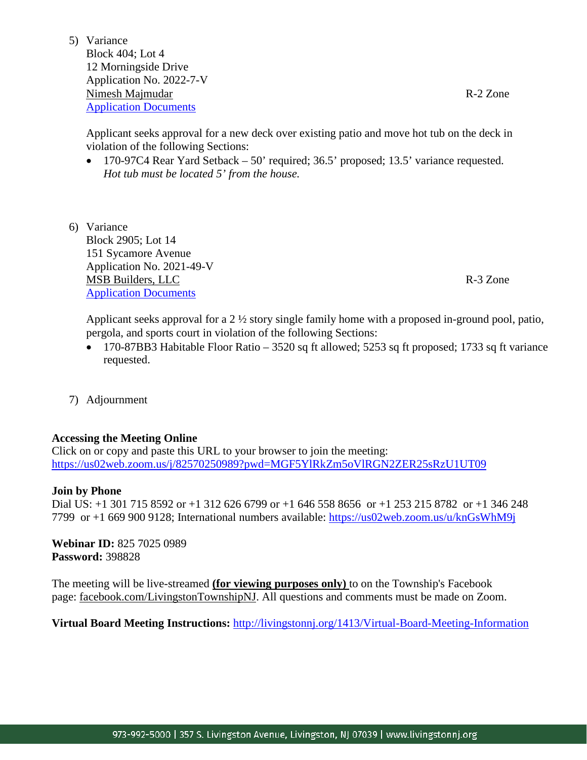5) Variance
   Block 404; Lot 4
   12 Morningside Drive
   Application No. 2022-7-V
   Nimesh Majmudar R-2 Zone
   [Application Documents]

   Applicant seeks approval for a new deck over existing patio and move hot tub on the deck in violation of the following Sections:

   - 170-97C4 Rear Yard Setback – 50' required; 36.5' proposed; 13.5' variance requested.
     *Hot tub must be located 5' from the house.*

6) Variance
   Block 2905; Lot 14
   151 Sycamore Avenue
   Application No. 2021-49-V
   MSB Builders, LLC R-3 Zone
   [Application Documents]

   Applicant seeks approval for a 2 ½ story single family home with a proposed in-ground pool, patio, pergola, and sports court in violation of the following Sections:

   - 170-87BB3 Habitable Floor Ratio – 3520 sq ft allowed; 5253 sq ft proposed; 1733 sq ft variance requested.

7) Adjournment

**Accessing the Meeting Online**
Click on or copy and paste this URL to your browser to join the meeting:
https://us02web.zoom.us/j/82570250989?pwd=MGF5YlRkZm5oVlRGN2ZER25sRzU1UT09

**Join by Phone**
Dial US: +1 301 715 8592 or +1 312 626 6799 or +1 646 558 8656 or +1 253 215 8782 or +1 346 248 7799 or +1 669 900 9128; International numbers available: https://us02web.zoom.us/u/knGsWhM9j

**Webinar ID:** 825 7025 0989
**Password:** 398828

The meeting will be live-streamed **(for viewing purposes only)** to on the Township's Facebook page: facebook.com/LivingstonTownshipNJ. All questions and comments must be made on Zoom.

**Virtual Board Meeting Instructions:** http://livingstonnj.org/1413/Virtual-Board-Meeting-Information

973-992-5000 | 357 S. Livingston Avenue, Livingston, NJ 07039 | www.livingstonnj.org